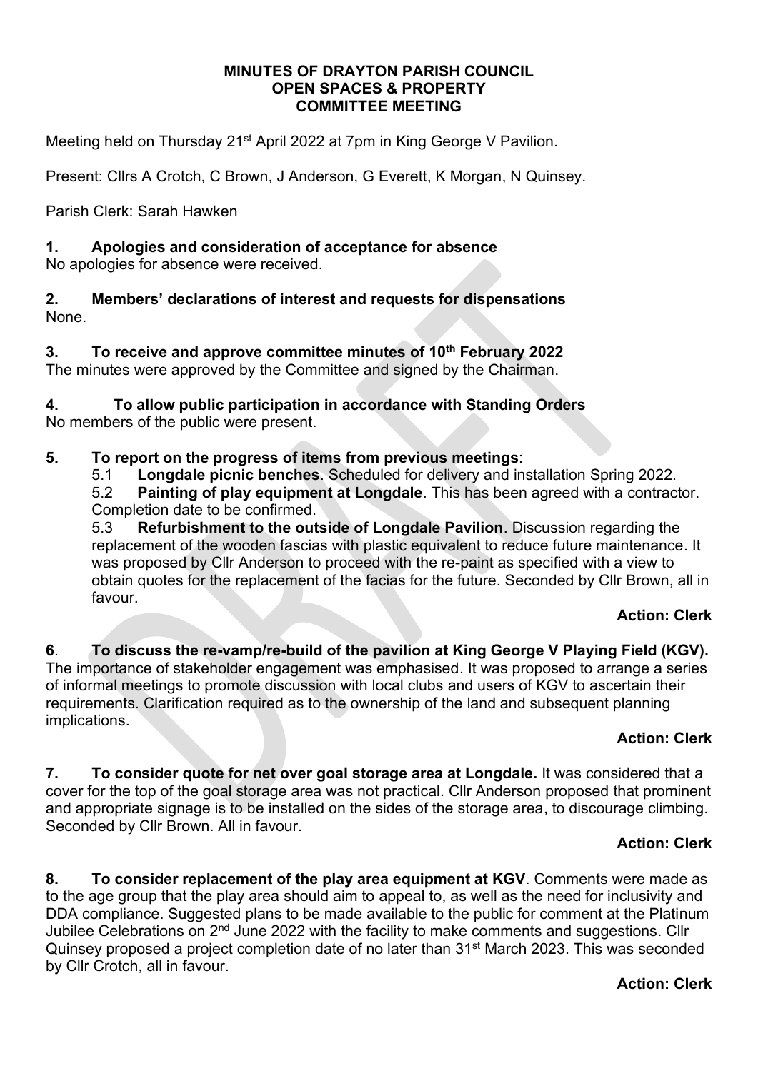# MINUTES OF DRAYTON PARISH COUNCIL
# OPEN SPACES & PROPERTY
# COMMITTEE MEETING

Meeting held on Thursday 21st April 2022 at 7pm in King George V Pavilion.

Present: Cllrs A Crotch, C Brown, J Anderson, G Everett, K Morgan, N Quinsey.

Parish Clerk: Sarah Hawken

**1. Apologies and consideration of acceptance for absence**
No apologies for absence were received.

**2. Members' declarations of interest and requests for dispensations**
None.

**3. To receive and approve committee minutes of 10th February 2022**
The minutes were approved by the Committee and signed by the Chairman.

**4. To allow public participation in accordance with Standing Orders**
No members of the public were present.

**5. To report on the progress of items from previous meetings**:

5.1 **Longdale picnic benches**. Scheduled for delivery and installation Spring 2022.

5.2 **Painting of play equipment at Longdale**. This has been agreed with a contractor. Completion date to be confirmed.

5.3 **Refurbishment to the outside of Longdale Pavilion**. Discussion regarding the replacement of the wooden fascias with plastic equivalent to reduce future maintenance. It was proposed by Cllr Anderson to proceed with the re-paint as specified with a view to obtain quotes for the replacement of the facias for the future. Seconded by Cllr Brown, all in favour.

**Action: Clerk**

**6. To discuss the re-vamp/re-build of the pavilion at King George V Playing Field (KGV).**
The importance of stakeholder engagement was emphasised. It was proposed to arrange a series of informal meetings to promote discussion with local clubs and users of KGV to ascertain their requirements. Clarification required as to the ownership of the land and subsequent planning implications.

**Action: Clerk**

**7. To consider quote for net over goal storage area at Longdale.** It was considered that a cover for the top of the goal storage area was not practical. Cllr Anderson proposed that prominent and appropriate signage is to be installed on the sides of the storage area, to discourage climbing. Seconded by Cllr Brown. All in favour.

**Action: Clerk**

**8. To consider replacement of the play area equipment at KGV**. Comments were made as to the age group that the play area should aim to appeal to, as well as the need for inclusivity and DDA compliance. Suggested plans to be made available to the public for comment at the Platinum Jubilee Celebrations on 2nd June 2022 with the facility to make comments and suggestions. Cllr Quinsey proposed a project completion date of no later than 31st March 2023. This was seconded by Cllr Crotch, all in favour.

**Action: Clerk**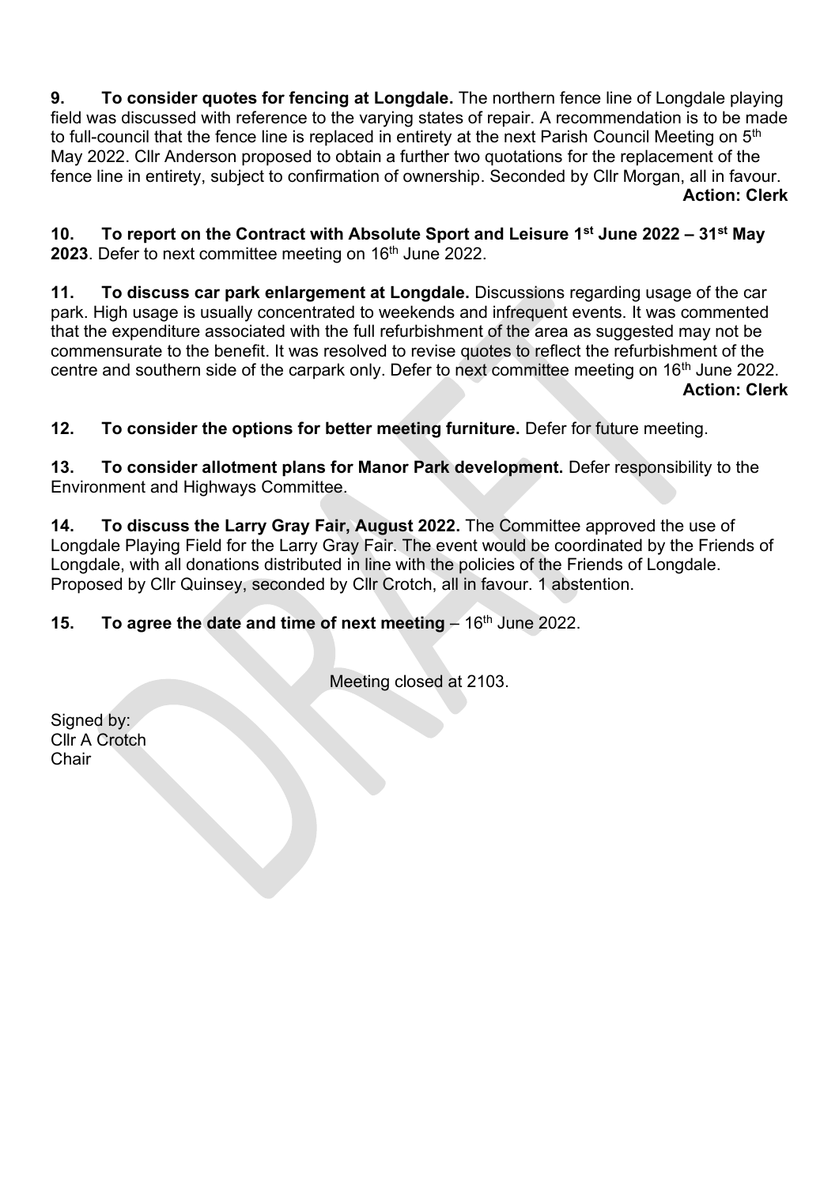**9. To consider quotes for fencing at Longdale.** The northern fence line of Longdale playing field was discussed with reference to the varying states of repair. A recommendation is to be made to full-council that the fence line is replaced in entirety at the next Parish Council Meeting on 5th May 2022. Cllr Anderson proposed to obtain a further two quotations for the replacement of the fence line in entirety, subject to confirmation of ownership. Seconded by Cllr Morgan, all in favour.

**Action: Clerk**

**10. To report on the Contract with Absolute Sport and Leisure 1st June 2022 – 31st May 2023**. Defer to next committee meeting on 16th June 2022.

**11. To discuss car park enlargement at Longdale.** Discussions regarding usage of the car park. High usage is usually concentrated to weekends and infrequent events. It was commented that the expenditure associated with the full refurbishment of the area as suggested may not be commensurate to the benefit. It was resolved to revise quotes to reflect the refurbishment of the centre and southern side of the carpark only. Defer to next committee meeting on 16th June 2022.

**Action: Clerk**

**12. To consider the options for better meeting furniture.** Defer for future meeting.

**13. To consider allotment plans for Manor Park development.** Defer responsibility to the Environment and Highways Committee.

**14. To discuss the Larry Gray Fair, August 2022.** The Committee approved the use of Longdale Playing Field for the Larry Gray Fair. The event would be coordinated by the Friends of Longdale, with all donations distributed in line with the policies of the Friends of Longdale. Proposed by Cllr Quinsey, seconded by Cllr Crotch, all in favour. 1 abstention.

**15. To agree the date and time of next meeting** – 16th June 2022.

Meeting closed at 2103.

Signed by:
Cllr A Crotch
Chair